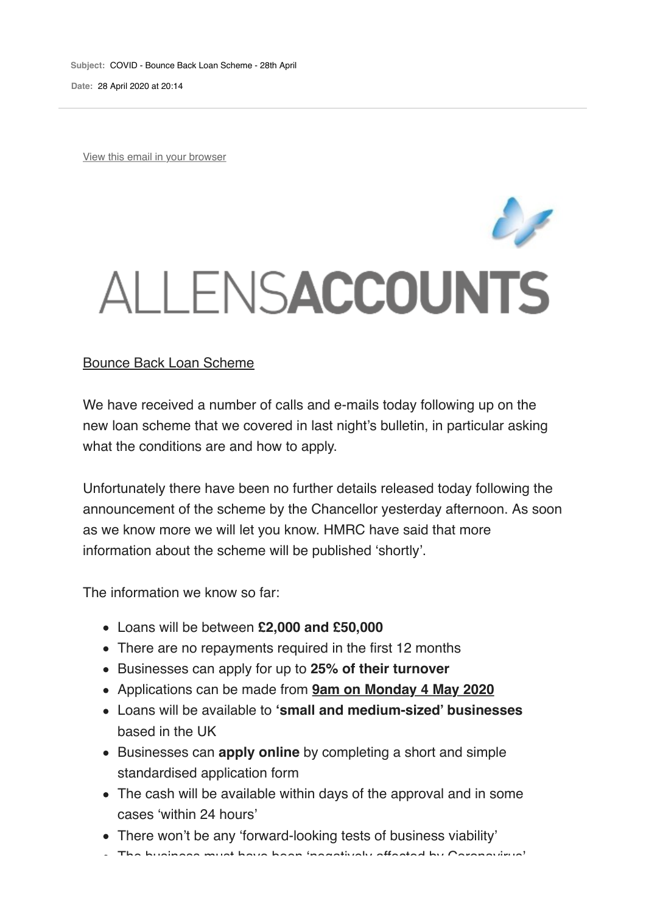**Subject:** COVID - Bounce Back Loan Scheme - 28th April

**Date:** 28 April 2020 at 20:14

View this email in your browser

ALLENSACCOUNTS

Bounce Back Loan Scheme

We have received a number of calls and e-mails today following up on the new loan scheme that we covered in last night's bulletin, in particular asking what the conditions are and how to apply.

Unfortunately there have been no further details released today following the announcement of the scheme by the Chancellor yesterday afternoon. As soon as we know more we will let you know. HMRC have said that more information about the scheme will be published 'shortly'.

The information we know so far:

- Loans will be between **£2,000 and £50,000**
- There are no repayments required in the first 12 months
- Businesses can apply for up to **25% of their turnover**
- Applications can be made from **9am on Monday 4 May 2020**
- Loans will be available to **'small and medium-sized' businesses** based in the UK
- Businesses can **apply online** by completing a short and simple standardised application form
- The cash will be available within days of the approval and in some cases 'within 24 hours'
- There won't be any 'forward-looking tests of business viability'
- The business must have been 'negatively affected by Coronavirus'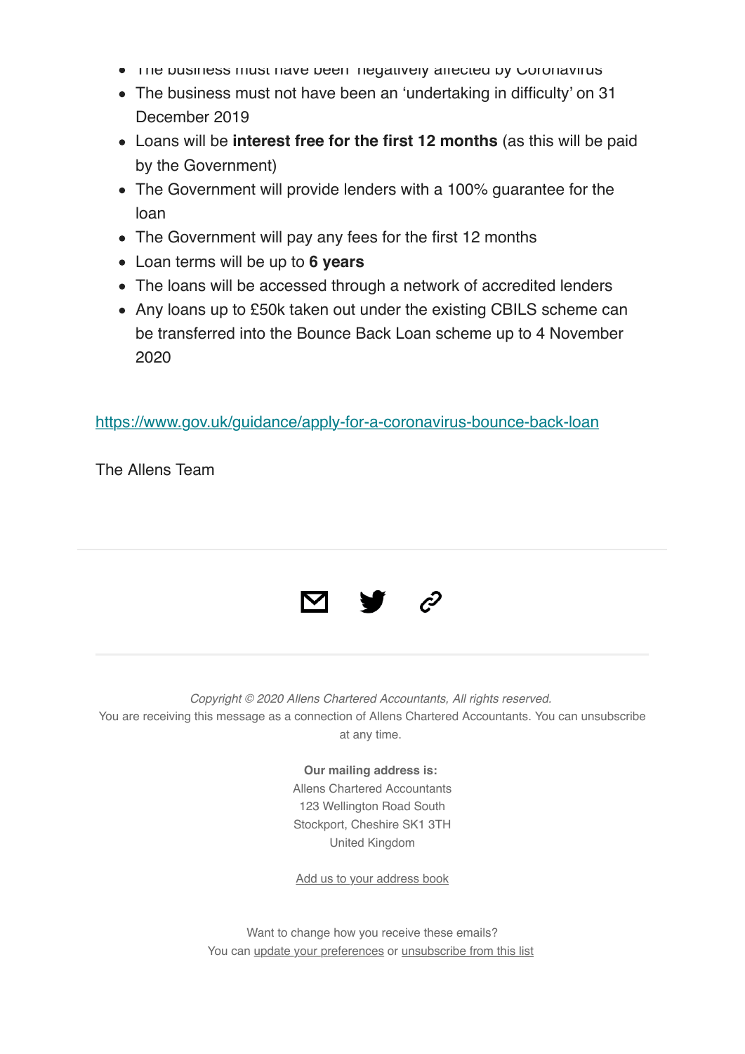- The business must have been 'negatively affected by Coronavirus
- The business must not have been an 'undertaking in difficulty' on 31 December 2019
- Loans will be **interest free for the first 12 months** (as this will be paid by the Government)
- The Government will provide lenders with a 100% guarantee for the loan
- The Government will pay any fees for the first 12 months
- Loan terms will be up to **6 years**
- The loans will be accessed through a network of accredited lenders
- Any loans up to £50k taken out under the existing CBILS scheme can be transferred into the Bounce Back Loan scheme up to 4 November 2020

https://www.gov.uk/guidance/apply-for-a-coronavirus-bounce-back-loan

The Allens Team

---

*Copyright © 2020 Allens Chartered Accountants, All rights reserved.*
You are receiving this message as a connection of Allens Chartered Accountants. You can unsubscribe at any time.

**Our mailing address is:**
Allens Chartered Accountants
123 Wellington Road South
Stockport, Cheshire SK1 3TH
United Kingdom

Add us to your address book

Want to change how you receive these emails?
You can update your preferences or unsubscribe from this list